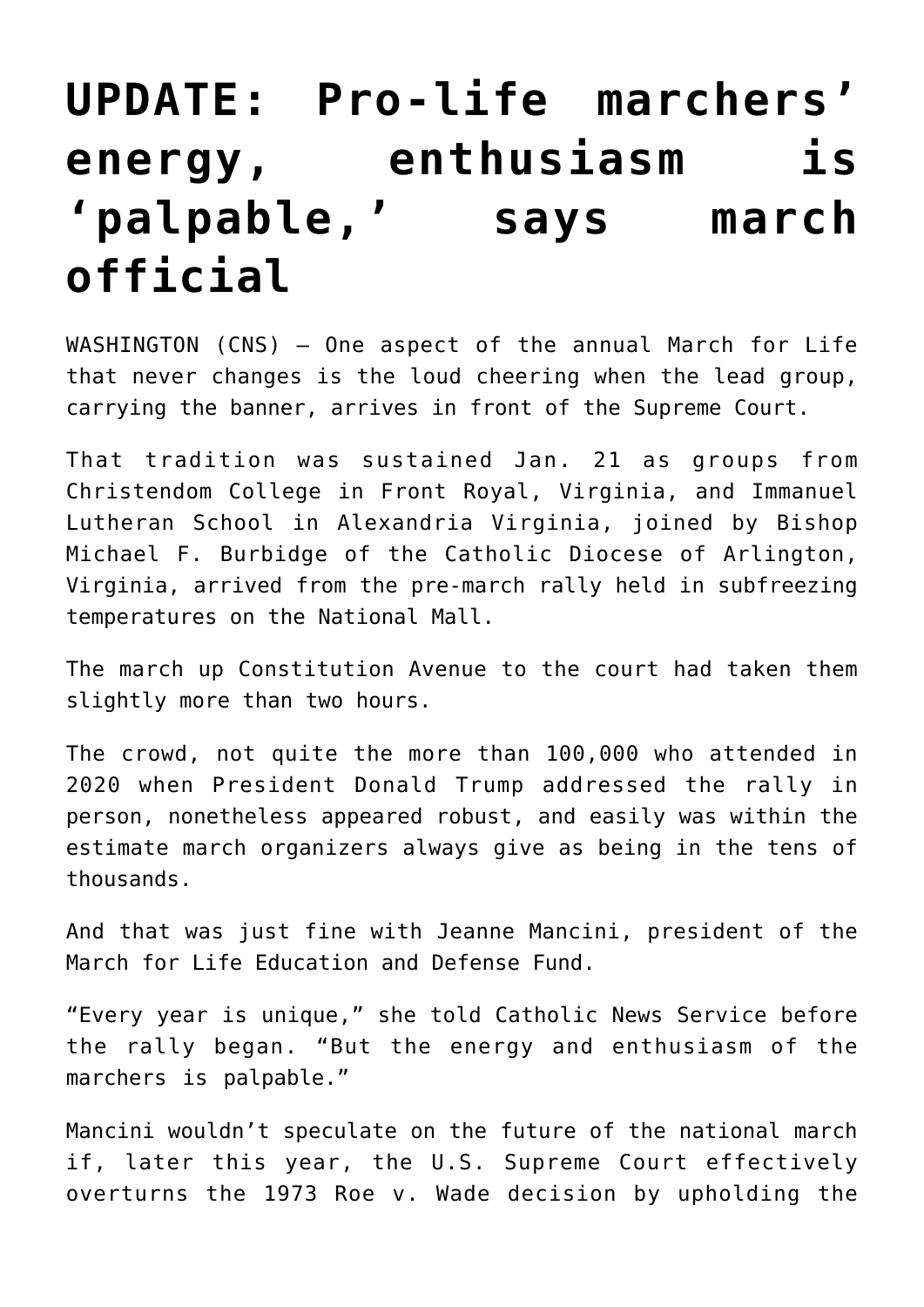# UPDATE: Pro-life marchers' energy, enthusiasm is 'palpable,' says march official

WASHINGTON (CNS) — One aspect of the annual March for Life that never changes is the loud cheering when the lead group, carrying the banner, arrives in front of the Supreme Court.

That tradition was sustained Jan. 21 as groups from Christendom College in Front Royal, Virginia, and Immanuel Lutheran School in Alexandria Virginia, joined by Bishop Michael F. Burbidge of the Catholic Diocese of Arlington, Virginia, arrived from the pre-march rally held in subfreezing temperatures on the National Mall.

The march up Constitution Avenue to the court had taken them slightly more than two hours.

The crowd, not quite the more than 100,000 who attended in 2020 when President Donald Trump addressed the rally in person, nonetheless appeared robust, and easily was within the estimate march organizers always give as being in the tens of thousands.

And that was just fine with Jeanne Mancini, president of the March for Life Education and Defense Fund.

"Every year is unique," she told Catholic News Service before the rally began. "But the energy and enthusiasm of the marchers is palpable."

Mancini wouldn't speculate on the future of the national march if, later this year, the U.S. Supreme Court effectively overturns the 1973 Roe v. Wade decision by upholding the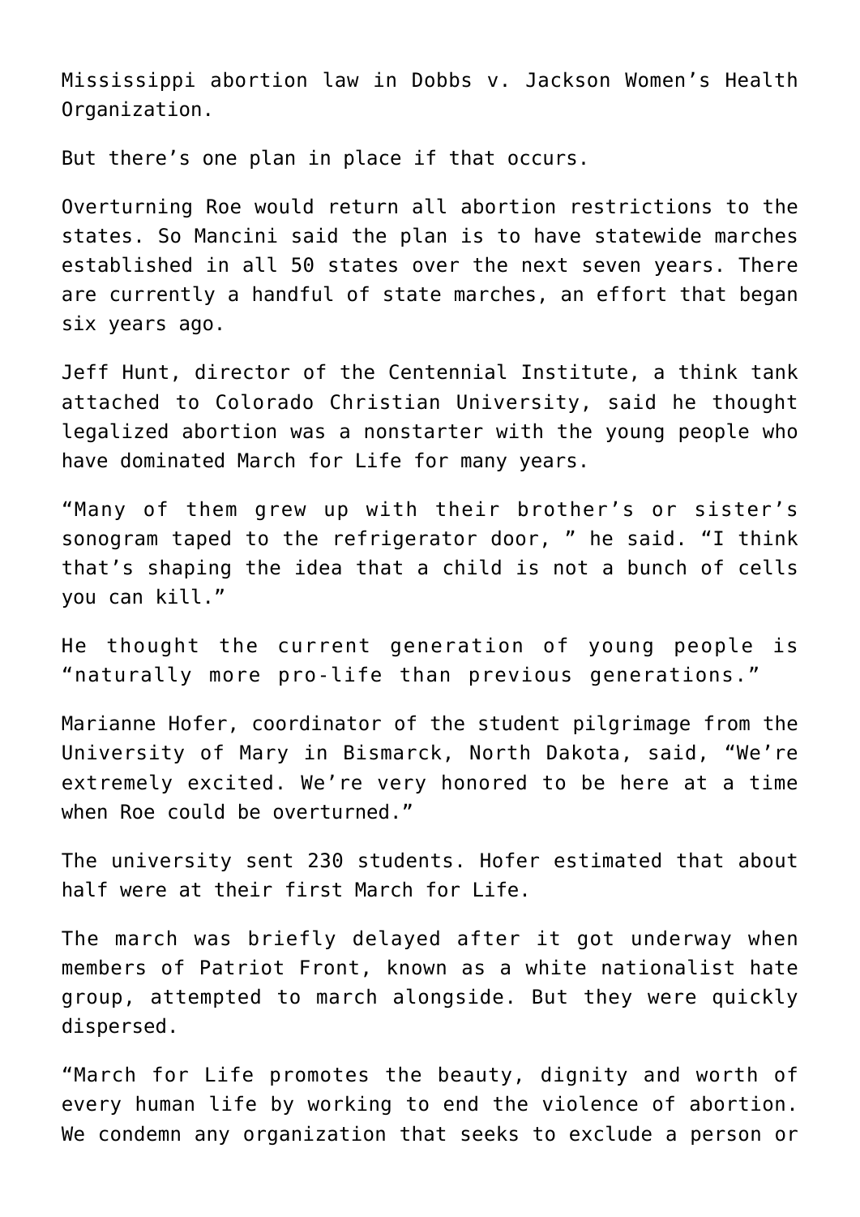Mississippi abortion law in Dobbs v. Jackson Women's Health Organization.

But there's one plan in place if that occurs.

Overturning Roe would return all abortion restrictions to the states. So Mancini said the plan is to have statewide marches established in all 50 states over the next seven years. There are currently a handful of state marches, an effort that began six years ago.

Jeff Hunt, director of the Centennial Institute, a think tank attached to Colorado Christian University, said he thought legalized abortion was a nonstarter with the young people who have dominated March for Life for many years.

"Many of them grew up with their brother's or sister's sonogram taped to the refrigerator door, " he said. "I think that's shaping the idea that a child is not a bunch of cells you can kill."

He thought the current generation of young people is "naturally more pro-life than previous generations."

Marianne Hofer, coordinator of the student pilgrimage from the University of Mary in Bismarck, North Dakota, said, "We're extremely excited. We're very honored to be here at a time when Roe could be overturned."

The university sent 230 students. Hofer estimated that about half were at their first March for Life.

The march was briefly delayed after it got underway when members of Patriot Front, known as a white nationalist hate group, attempted to march alongside. But they were quickly dispersed.

"March for Life promotes the beauty, dignity and worth of every human life by working to end the violence of abortion. We condemn any organization that seeks to exclude a person or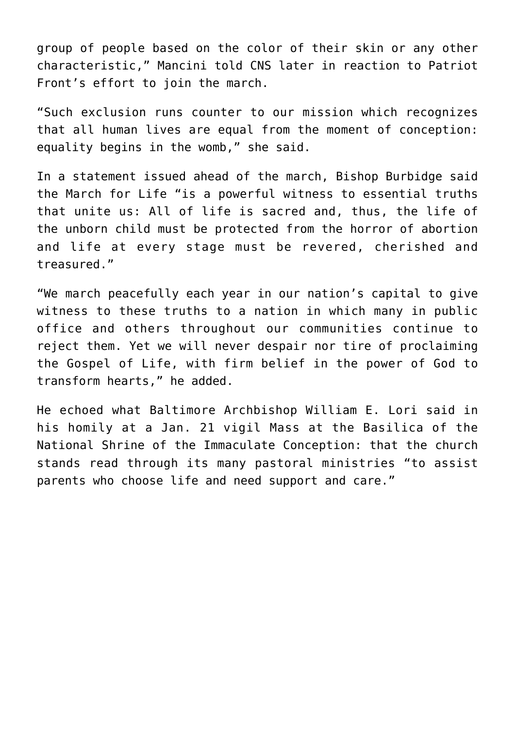group of people based on the color of their skin or any other characteristic," Mancini told CNS later in reaction to Patriot Front's effort to join the march.

"Such exclusion runs counter to our mission which recognizes that all human lives are equal from the moment of conception: equality begins in the womb," she said.

In a statement issued ahead of the march, Bishop Burbidge said the March for Life "is a powerful witness to essential truths that unite us: All of life is sacred and, thus, the life of the unborn child must be protected from the horror of abortion and life at every stage must be revered, cherished and treasured."

"We march peacefully each year in our nation's capital to give witness to these truths to a nation in which many in public office and others throughout our communities continue to reject them. Yet we will never despair nor tire of proclaiming the Gospel of Life, with firm belief in the power of God to transform hearts," he added.

He echoed what Baltimore Archbishop William E. Lori said in his homily at a Jan. 21 vigil Mass at the Basilica of the National Shrine of the Immaculate Conception: that the church stands read through its many pastoral ministries "to assist parents who choose life and need support and care."